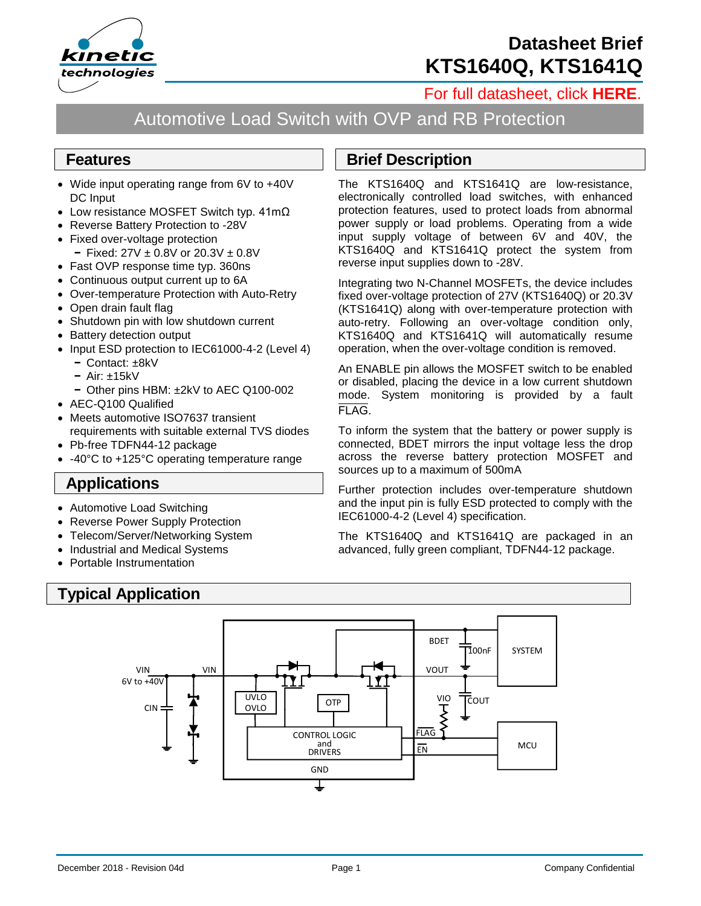# Datasheet Brief
# KTS1640Q, KTS1641Q

For full datasheet, click **HERE**.

## Automotive Load Switch with OVP and RB Protection

## Features

- Wide input operating range from 6V to +40V DC Input
- Low resistance MOSFET Switch typ. 41mΩ
- Reverse Battery Protection to -28V
- Fixed over-voltage protection
  - Fixed: 27V ± 0.8V or 20.3V ± 0.8V
- Fast OVP response time typ. 360ns
- Continuous output current up to 6A
- Over-temperature Protection with Auto-Retry
- Open drain fault flag
- Shutdown pin with low shutdown current
- Battery detection output
- Input ESD protection to IEC61000-4-2 (Level 4)
  - Contact: ±8kV
  - Air: ±15kV
  - Other pins HBM: ±2kV to AEC Q100-002
- AEC-Q100 Qualified
- Meets automotive ISO7637 transient requirements with suitable external TVS diodes
- Pb-free TDFN44-12 package
- -40°C to +125°C operating temperature range

## Applications

- Automotive Load Switching
- Reverse Power Supply Protection
- Telecom/Server/Networking System
- Industrial and Medical Systems
- Portable Instrumentation

## Brief Description

The KTS1640Q and KTS1641Q are low-resistance, electronically controlled load switches, with enhanced protection features, used to protect loads from abnormal power supply or load problems. Operating from a wide input supply voltage of between 6V and 40V, the KTS1640Q and KTS1641Q protect the system from reverse input supplies down to -28V.

Integrating two N-Channel MOSFETs, the device includes fixed over-voltage protection of 27V (KTS1640Q) or 20.3V (KTS1641Q) along with over-temperature protection with auto-retry. Following an over-voltage condition only, KTS1640Q and KTS1641Q will automatically resume operation, when the over-voltage condition is removed.

An ENABLE pin allows the MOSFET switch to be enabled or disabled, placing the device in a low current shutdown mode. System monitoring is provided by a fault FLAG.

To inform the system that the battery or power supply is connected, BDET mirrors the input voltage less the drop across the reverse battery protection MOSFET and sources up to a maximum of 500mA

Further protection includes over-temperature shutdown and the input pin is fully ESD protected to comply with the IEC61000-4-2 (Level 4) specification.

The KTS1640Q and KTS1641Q are packaged in an advanced, fully green compliant, TDFN44-12 package.

## Typical Application

VIN 6V to +40V, CIN, VIN, UVLO OVLO, OTP, CONTROL LOGIC and DRIVERS, GND, BDET, 100nF, VOUT, COUT, VIO, FLAG, EN, SYSTEM, MCU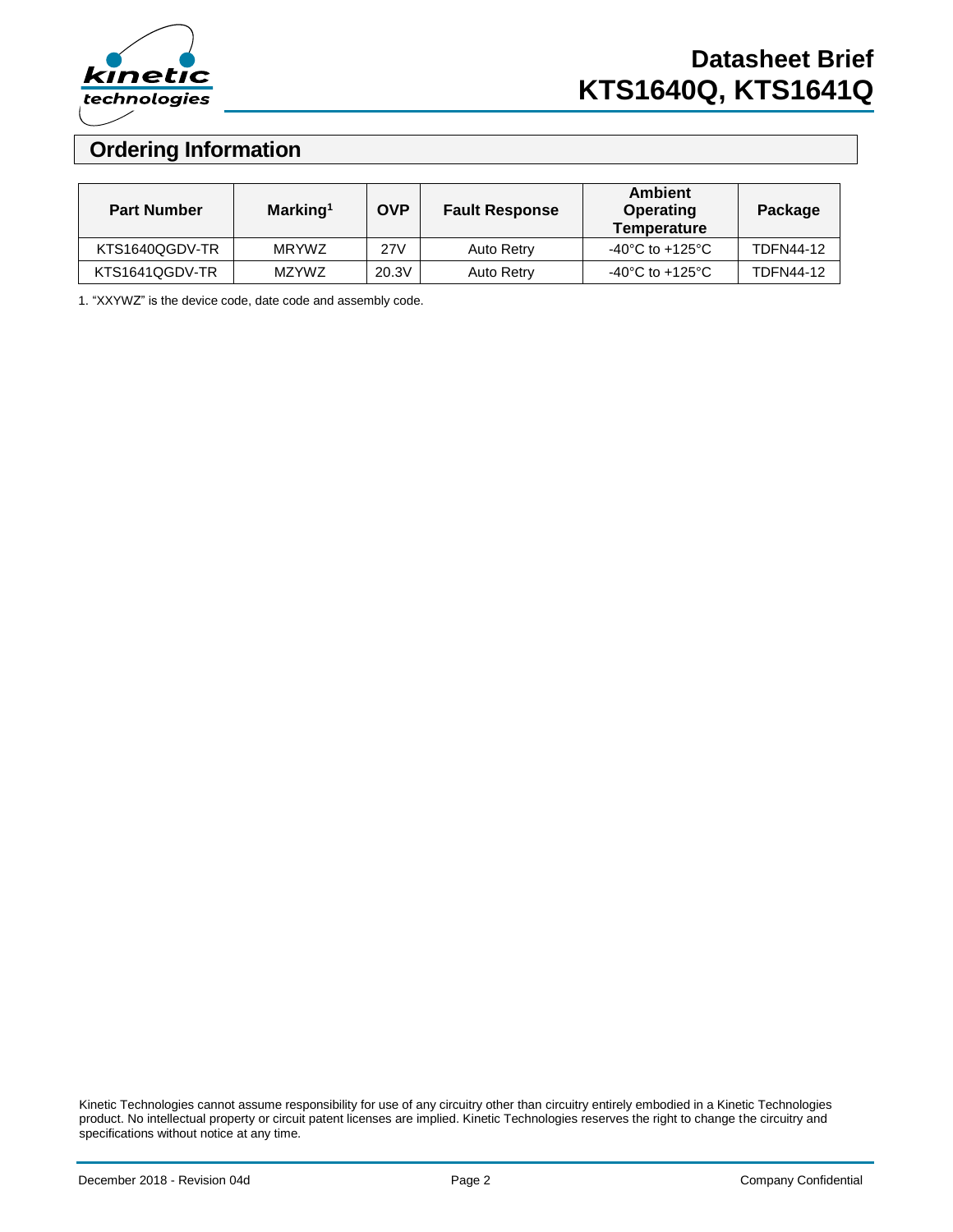## Ordering Information

| Part Number | Marking[1] | OVP | Fault Response | Ambient Operating Temperature | Package |
|---|---|---|---|---|---|
| KTS1640QGDV-TR | MRYWZ | 27V | Auto Retry | -40°C to +125°C | TDFN44-12 |
| KTS1641QGDV-TR | MZYWZ | 20.3V | Auto Retry | -40°C to +125°C | TDFN44-12 |

1. "XXYWZ" is the device code, date code and assembly code.

Kinetic Technologies cannot assume responsibility for use of any circuitry other than circuitry entirely embodied in a Kinetic Technologies product. No intellectual property or circuit patent licenses are implied. Kinetic Technologies reserves the right to change the circuitry and specifications without notice at any time.